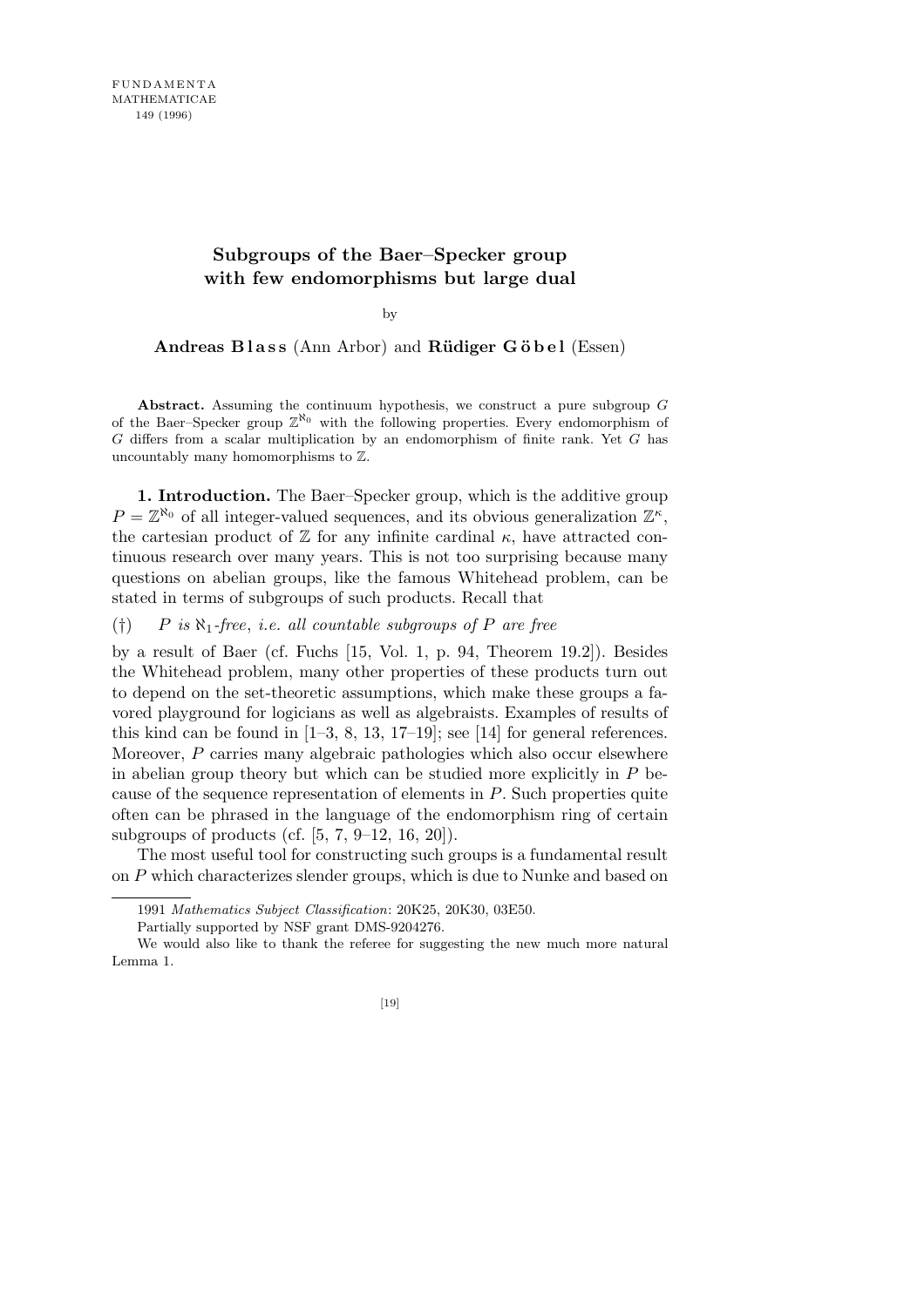# Subgroups of the Baer–Specker group with few endomorphisms but large dual

by

**Andreas Blass** (Ann Arbor) and **Rüdiger Göbel** (Essen)

**Abstract.** Assuming the continuum hypothesis, we construct a pure subgroup $G$ of the Baer–Specker group $\mathbb{Z}^{\aleph_0}$ with the following properties. Every endomorphism of $G$ differs from a scalar multiplication by an endomorphism of finite rank. Yet $G$ has uncountably many homomorphisms to $\mathbb{Z}$.

**1. Introduction.** The Baer–Specker group, which is the additive group $P = \mathbb{Z}^{\aleph_0}$ of all integer-valued sequences, and its obvious generalization $\mathbb{Z}^\kappa$, the cartesian product of $\mathbb{Z}$ for any infinite cardinal $\kappa$, have attracted continuous research over many years. This is not too surprising because many questions on abelian groups, like the famous Whitehead problem, can be stated in terms of subgroups of such products. Recall that

(†) $\quad$ *$P$ is $\aleph_1$-free*, *i.e. all countable subgroups of $P$ are free*

by a result of Baer (cf. Fuchs [15, Vol. 1, p. 94, Theorem 19.2]). Besides the Whitehead problem, many other properties of these products turn out to depend on the set-theoretic assumptions, which make these groups a favored playground for logicians as well as algebraists. Examples of results of this kind can be found in [1–3, 8, 13, 17–19]; see [14] for general references. Moreover, $P$ carries many algebraic pathologies which also occur elsewhere in abelian group theory but which can be studied more explicitly in $P$ because of the sequence representation of elements in $P$. Such properties quite often can be phrased in the language of the endomorphism ring of certain subgroups of products (cf. [5, 7, 9–12, 16, 20]).

The most useful tool for constructing such groups is a fundamental result on $P$ which characterizes slender groups, which is due to Nunke and based on

---

1991 *Mathematics Subject Classification*: 20K25, 20K30, 03E50.

Partially supported by NSF grant DMS-9204276.

We would also like to thank the referee for suggesting the new much more natural Lemma 1.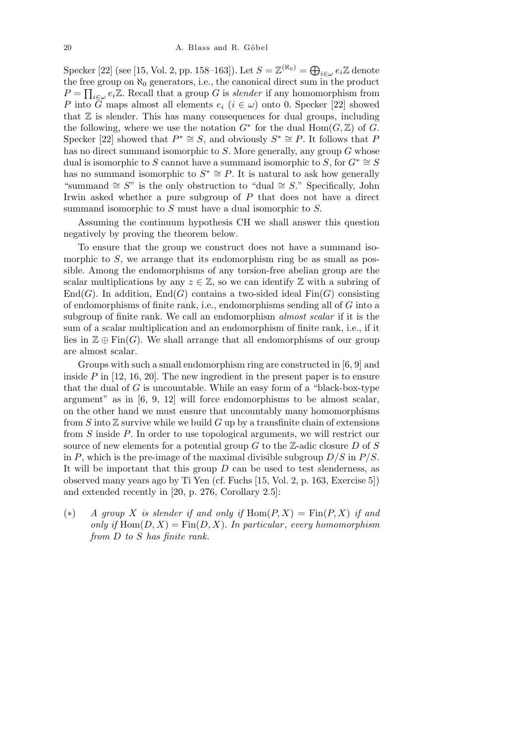Specker [22] (see [15, Vol. 2, pp. 158–163]). Let $S = \mathbb{Z}^{(\aleph_0)} = \bigoplus_{i\in\omega} e_i\mathbb{Z}$ denote the free group on $\aleph_0$ generators, i.e., the canonical direct sum in the product $P = \prod_{i\in\omega} e_i\mathbb{Z}$. Recall that a group $G$ is *slender* if any homomorphism from $P$ into $G$ maps almost all elements $e_i$ ($i \in \omega$) onto 0. Specker [22] showed that $\mathbb{Z}$ is slender. This has many consequences for dual groups, including the following, where we use the notation $G^*$ for the dual $\mathrm{Hom}(G, \mathbb{Z})$ of $G$. Specker [22] showed that $P^* \cong S$, and obviously $S^* \cong P$. It follows that $P$ has no direct summand isomorphic to $S$. More generally, any group $G$ whose dual is isomorphic to $S$ cannot have a summand isomorphic to $S$, for $G^* \cong S$ has no summand isomorphic to $S^* \cong P$. It is natural to ask how generally "summand $\cong S$" is the only obstruction to "dual $\cong S$." Specifically, John Irwin asked whether a pure subgroup of $P$ that does not have a direct summand isomorphic to $S$ must have a dual isomorphic to $S$.

Assuming the continuum hypothesis CH we shall answer this question negatively by proving the theorem below.

To ensure that the group we construct does not have a summand isomorphic to $S$, we arrange that its endomorphism ring be as small as possible. Among the endomorphisms of any torsion-free abelian group are the scalar multiplications by any $z \in \mathbb{Z}$, so we can identify $\mathbb{Z}$ with a subring of $\mathrm{End}(G)$. In addition, $\mathrm{End}(G)$ contains a two-sided ideal $\mathrm{Fin}(G)$ consisting of endomorphisms of finite rank, i.e., endomorphisms sending all of $G$ into a subgroup of finite rank. We call an endomorphism *almost scalar* if it is the sum of a scalar multiplication and an endomorphism of finite rank, i.e., if it lies in $\mathbb{Z} \oplus \mathrm{Fin}(G)$. We shall arrange that all endomorphisms of our group are almost scalar.

Groups with such a small endomorphism ring are constructed in [6, 9] and inside $P$ in [12, 16, 20]. The new ingredient in the present paper is to ensure that the dual of $G$ is uncountable. While an easy form of a "black-box-type argument" as in [6, 9, 12] will force endomorphisms to be almost scalar, on the other hand we must ensure that uncountably many homomorphisms from $S$ into $\mathbb{Z}$ survive while we build $G$ up by a transfinite chain of extensions from $S$ inside $P$. In order to use topological arguments, we will restrict our source of new elements for a potential group $G$ to the $\mathbb{Z}$-adic closure $D$ of $S$ in $P$, which is the pre-image of the maximal divisible subgroup $D/S$ in $P/S$. It will be important that this group $D$ can be used to test slenderness, as observed many years ago by Ti Yen (cf. Fuchs [15, Vol. 2, p. 163, Exercise 5]) and extended recently in [20, p. 276, Corollary 2.5]:

(∗) *A group $X$ is slender if and only if $\mathrm{Hom}(P, X) = \mathrm{Fin}(P, X)$ if and only if $\mathrm{Hom}(D, X) = \mathrm{Fin}(D, X)$. In particular, every homomorphism from $D$ to $S$ has finite rank.*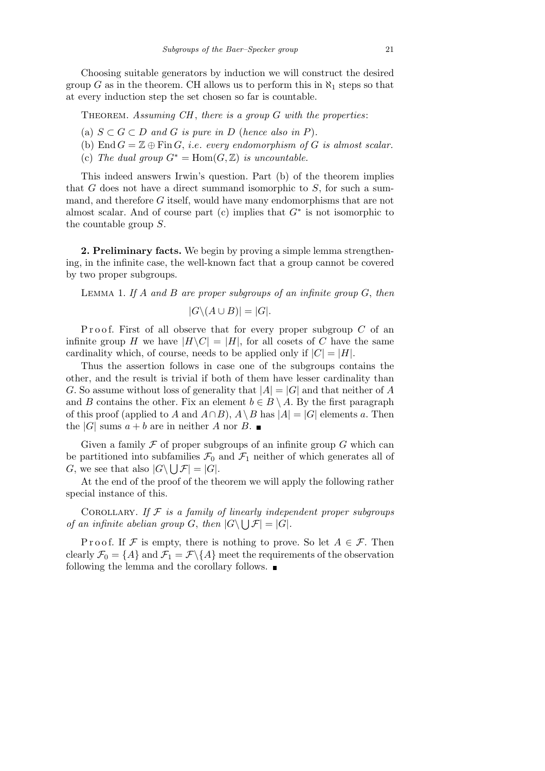Choosing suitable generators by induction we will construct the desired group $G$ as in the theorem. CH allows us to perform this in $\aleph_1$ steps so that at every induction step the set chosen so far is countable.

THEOREM. *Assuming CH, there is a group $G$ with the properties*:

(a) $S \subset G \subset D$ *and $G$ is pure in $D$* (*hence also in $P$*).

(b) $\operatorname{End} G = \mathbb{Z} \oplus \operatorname{Fin} G$, *i.e. every endomorphism of $G$ is almost scalar.*

(c) *The dual group $G^* = \operatorname{Hom}(G, \mathbb{Z})$ is uncountable.*

This indeed answers Irwin's question. Part (b) of the theorem implies that $G$ does not have a direct summand isomorphic to $S$, for such a summand, and therefore $G$ itself, would have many endomorphisms that are not almost scalar. And of course part (c) implies that $G^*$ is not isomorphic to the countable group $S$.

**2. Preliminary facts.** We begin by proving a simple lemma strengthening, in the infinite case, the well-known fact that a group cannot be covered by two proper subgroups.

LEMMA 1. *If $A$ and $B$ are proper subgroups of an infinite group $G$, then*

$$|G \backslash (A \cup B)| = |G|.$$

Proof. First of all observe that for every proper subgroup $C$ of an infinite group $H$ we have $|H \backslash C| = |H|$, for all cosets of $C$ have the same cardinality which, of course, needs to be applied only if $|C| = |H|$.

Thus the assertion follows in case one of the subgroups contains the other, and the result is trivial if both of them have lesser cardinality than $G$. So assume without loss of generality that $|A| = |G|$ and that neither of $A$ and $B$ contains the other. Fix an element $b \in B \setminus A$. By the first paragraph of this proof (applied to $A$ and $A \cap B$), $A \setminus B$ has $|A| = |G|$ elements $a$. Then the $|G|$ sums $a + b$ are in neither $A$ nor $B$. ∎

Given a family $\mathcal{F}$ of proper subgroups of an infinite group $G$ which can be partitioned into subfamilies $\mathcal{F}_0$ and $\mathcal{F}_1$ neither of which generates all of $G$, we see that also $|G \backslash \bigcup \mathcal{F}| = |G|$.

At the end of the proof of the theorem we will apply the following rather special instance of this.

COROLLARY. *If $\mathcal{F}$ is a family of linearly independent proper subgroups of an infinite abelian group $G$, then $|G \backslash \bigcup \mathcal{F}| = |G|$.*

Proof. If $\mathcal{F}$ is empty, there is nothing to prove. So let $A \in \mathcal{F}$. Then clearly $\mathcal{F}_0 = \{A\}$ and $\mathcal{F}_1 = \mathcal{F} \backslash \{A\}$ meet the requirements of the observation following the lemma and the corollary follows. ∎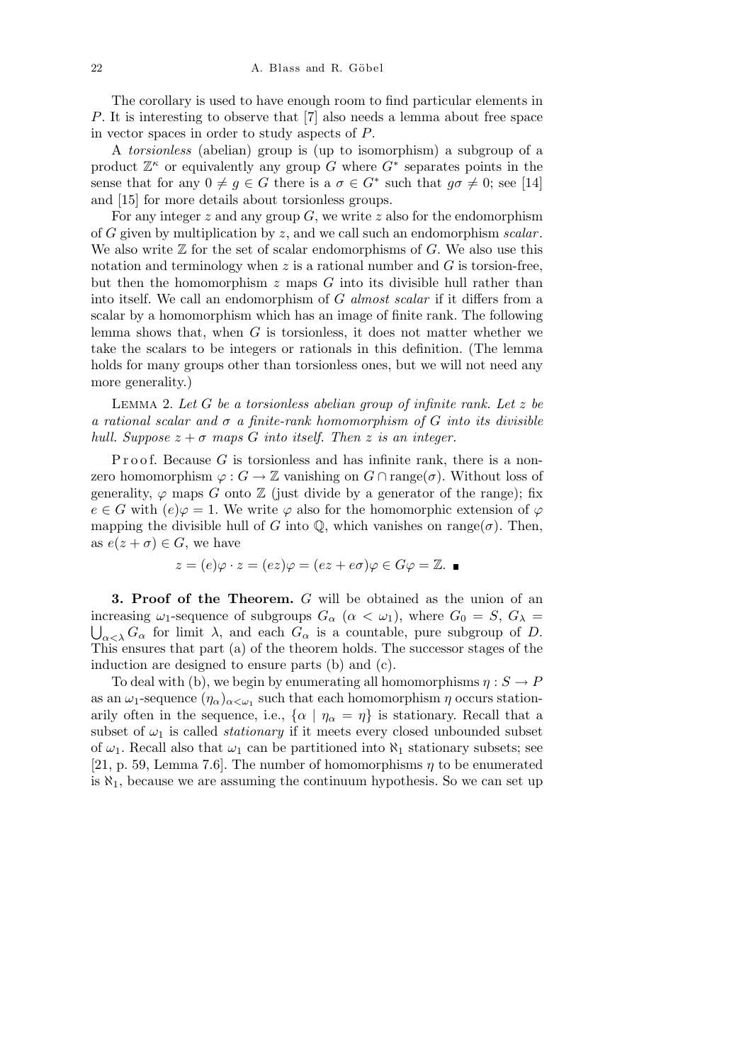The corollary is used to have enough room to find particular elements in $P$. It is interesting to observe that [7] also needs a lemma about free space in vector spaces in order to study aspects of $P$.

A *torsionless* (abelian) group is (up to isomorphism) a subgroup of a product $\mathbb{Z}^\kappa$ or equivalently any group $G$ where $G^*$ separates points in the sense that for any $0 \neq g \in G$ there is a $\sigma \in G^*$ such that $g\sigma \neq 0$; see [14] and [15] for more details about torsionless groups.

For any integer $z$ and any group $G$, we write $z$ also for the endomorphism of $G$ given by multiplication by $z$, and we call such an endomorphism *scalar*. We also write $\mathbb{Z}$ for the set of scalar endomorphisms of $G$. We also use this notation and terminology when $z$ is a rational number and $G$ is torsion-free, but then the homomorphism $z$ maps $G$ into its divisible hull rather than into itself. We call an endomorphism of $G$ *almost scalar* if it differs from a scalar by a homomorphism which has an image of finite rank. The following lemma shows that, when $G$ is torsionless, it does not matter whether we take the scalars to be integers or rationals in this definition. (The lemma holds for many groups other than torsionless ones, but we will not need any more generality.)

Lemma 2. *Let $G$ be a torsionless abelian group of infinite rank. Let $z$ be a rational scalar and $\sigma$ a finite-rank homomorphism of $G$ into its divisible hull. Suppose $z + \sigma$ maps $G$ into itself. Then $z$ is an integer.*

Proof. Because $G$ is torsionless and has infinite rank, there is a nonzero homomorphism $\varphi : G \to \mathbb{Z}$ vanishing on $G \cap \operatorname{range}(\sigma)$. Without loss of generality, $\varphi$ maps $G$ onto $\mathbb{Z}$ (just divide by a generator of the range); fix $e \in G$ with $(e)\varphi = 1$. We write $\varphi$ also for the homomorphic extension of $\varphi$ mapping the divisible hull of $G$ into $\mathbb{Q}$, which vanishes on $\operatorname{range}(\sigma)$. Then, as $e(z+\sigma) \in G$, we have

$$z = (e)\varphi \cdot z = (ez)\varphi = (ez + e\sigma)\varphi \in G\varphi = \mathbb{Z}. \blacksquare$$

**3. Proof of the Theorem.** $G$ will be obtained as the union of an increasing $\omega_1$-sequence of subgroups $G_\alpha$ ($\alpha < \omega_1$), where $G_0 = S$, $G_\lambda = \bigcup_{\alpha<\lambda} G_\alpha$ for limit $\lambda$, and each $G_\alpha$ is a countable, pure subgroup of $D$. This ensures that part (a) of the theorem holds. The successor stages of the induction are designed to ensure parts (b) and (c).

To deal with (b), we begin by enumerating all homomorphisms $\eta : S \to P$ as an $\omega_1$-sequence $(\eta_\alpha)_{\alpha<\omega_1}$ such that each homomorphism $\eta$ occurs stationarily often in the sequence, i.e., $\{\alpha \mid \eta_\alpha = \eta\}$ is stationary. Recall that a subset of $\omega_1$ is called *stationary* if it meets every closed unbounded subset of $\omega_1$. Recall also that $\omega_1$ can be partitioned into $\aleph_1$ stationary subsets; see [21, p. 59, Lemma 7.6]. The number of homomorphisms $\eta$ to be enumerated is $\aleph_1$, because we are assuming the continuum hypothesis. So we can set up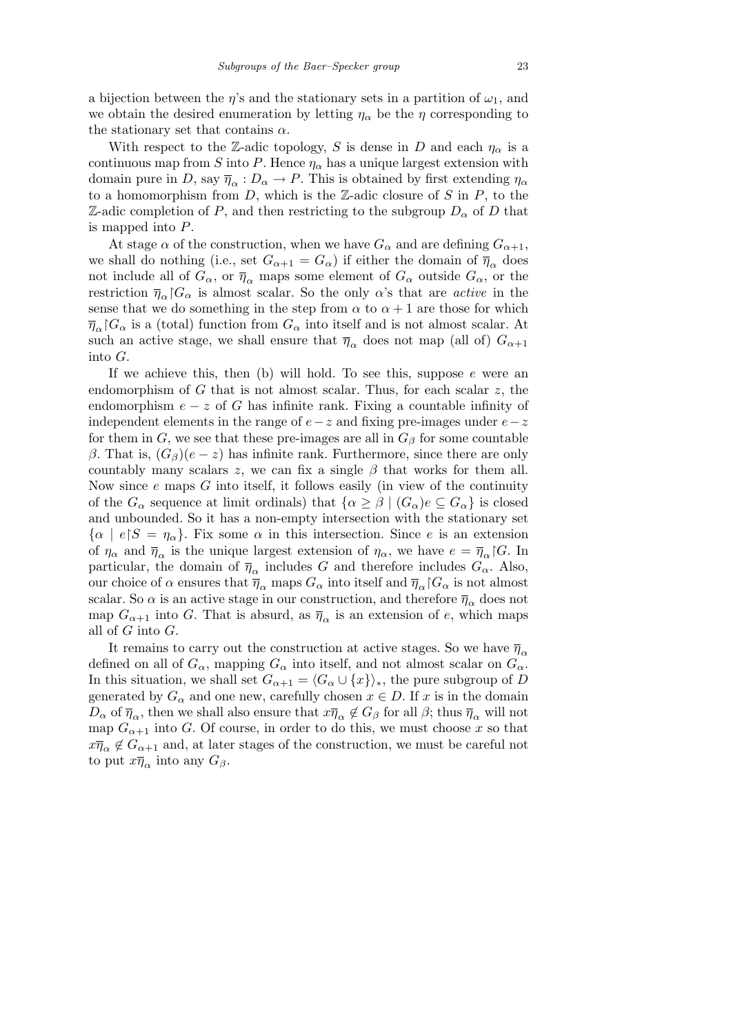a bijection between the $\eta$'s and the stationary sets in a partition of $\omega_1$, and we obtain the desired enumeration by letting $\eta_\alpha$ be the $\eta$ corresponding to the stationary set that contains $\alpha$.

With respect to the $\mathbb{Z}$-adic topology, $S$ is dense in $D$ and each $\eta_\alpha$ is a continuous map from $S$ into $P$. Hence $\eta_\alpha$ has a unique largest extension with domain pure in $D$, say $\overline{\eta}_\alpha : D_\alpha \to P$. This is obtained by first extending $\eta_\alpha$ to a homomorphism from $D$, which is the $\mathbb{Z}$-adic closure of $S$ in $P$, to the $\mathbb{Z}$-adic completion of $P$, and then restricting to the subgroup $D_\alpha$ of $D$ that is mapped into $P$.

At stage $\alpha$ of the construction, when we have $G_\alpha$ and are defining $G_{\alpha+1}$, we shall do nothing (i.e., set $G_{\alpha+1} = G_\alpha$) if either the domain of $\overline{\eta}_\alpha$ does not include all of $G_\alpha$, or $\overline{\eta}_\alpha$ maps some element of $G_\alpha$ outside $G_\alpha$, or the restriction $\overline{\eta}_\alpha \restriction G_\alpha$ is almost scalar. So the only $\alpha$'s that are *active* in the sense that we do something in the step from $\alpha$ to $\alpha + 1$ are those for which $\overline{\eta}_\alpha \restriction G_\alpha$ is a (total) function from $G_\alpha$ into itself and is not almost scalar. At such an active stage, we shall ensure that $\overline{\eta}_\alpha$ does not map (all of) $G_{\alpha+1}$ into $G$.

If we achieve this, then (b) will hold. To see this, suppose $e$ were an endomorphism of $G$ that is not almost scalar. Thus, for each scalar $z$, the endomorphism $e - z$ of $G$ has infinite rank. Fixing a countable infinity of independent elements in the range of $e - z$ and fixing pre-images under $e - z$ for them in $G$, we see that these pre-images are all in $G_\beta$ for some countable $\beta$. That is, $(G_\beta)(e - z)$ has infinite rank. Furthermore, since there are only countably many scalars $z$, we can fix a single $\beta$ that works for them all. Now since $e$ maps $G$ into itself, it follows easily (in view of the continuity of the $G_\alpha$ sequence at limit ordinals) that $\{\alpha \geq \beta \mid (G_\alpha)e \subseteq G_\alpha\}$ is closed and unbounded. So it has a non-empty intersection with the stationary set $\{\alpha \mid e \restriction S = \eta_\alpha\}$. Fix some $\alpha$ in this intersection. Since $e$ is an extension of $\eta_\alpha$ and $\overline{\eta}_\alpha$ is the unique largest extension of $\eta_\alpha$, we have $e = \overline{\eta}_\alpha \restriction G$. In particular, the domain of $\overline{\eta}_\alpha$ includes $G$ and therefore includes $G_\alpha$. Also, our choice of $\alpha$ ensures that $\overline{\eta}_\alpha$ maps $G_\alpha$ into itself and $\overline{\eta}_\alpha \restriction G_\alpha$ is not almost scalar. So $\alpha$ is an active stage in our construction, and therefore $\overline{\eta}_\alpha$ does not map $G_{\alpha+1}$ into $G$. That is absurd, as $\overline{\eta}_\alpha$ is an extension of $e$, which maps all of $G$ into $G$.

It remains to carry out the construction at active stages. So we have $\overline{\eta}_\alpha$ defined on all of $G_\alpha$, mapping $G_\alpha$ into itself, and not almost scalar on $G_\alpha$. In this situation, we shall set $G_{\alpha+1} = \langle G_\alpha \cup \{x\} \rangle_*$, the pure subgroup of $D$ generated by $G_\alpha$ and one new, carefully chosen $x \in D$. If $x$ is in the domain $D_\alpha$ of $\overline{\eta}_\alpha$, then we shall also ensure that $x\overline{\eta}_\alpha \notin G_\beta$ for all $\beta$; thus $\overline{\eta}_\alpha$ will not map $G_{\alpha+1}$ into $G$. Of course, in order to do this, we must choose $x$ so that $x\overline{\eta}_\alpha \notin G_{\alpha+1}$ and, at later stages of the construction, we must be careful not to put $x\overline{\eta}_\alpha$ into any $G_\beta$.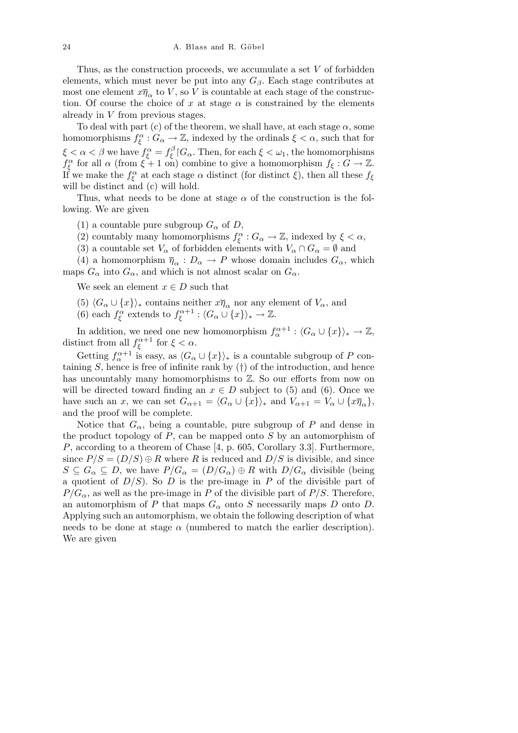Thus, as the construction proceeds, we accumulate a set $V$ of forbidden elements, which must never be put into any $G_\beta$. Each stage contributes at most one element $x\overline{\eta}_\alpha$ to $V$, so $V$ is countable at each stage of the construction. Of course the choice of $x$ at stage $\alpha$ is constrained by the elements already in $V$ from previous stages.

To deal with part (c) of the theorem, we shall have, at each stage $\alpha$, some homomorphisms $f_\xi^\alpha : G_\alpha \to \mathbb{Z}$, indexed by the ordinals $\xi < \alpha$, such that for $\xi < \alpha < \beta$ we have $f_\xi^\alpha = f_\xi^\beta \restriction G_\alpha$. Then, for each $\xi < \omega_1$, the homomorphisms $f_\xi^\alpha$ for all $\alpha$ (from $\xi + 1$ on) combine to give a homomorphism $f_\xi : G \to \mathbb{Z}$. If we make the $f_\xi^\alpha$ at each stage $\alpha$ distinct (for distinct $\xi$), then all these $f_\xi$ will be distinct and (c) will hold.

Thus, what needs to be done at stage $\alpha$ of the construction is the following. We are given

(1) a countable pure subgroup $G_\alpha$ of $D$,

(2) countably many homomorphisms $f_\xi^\alpha : G_\alpha \to \mathbb{Z}$, indexed by $\xi < \alpha$,

(3) a countable set $V_\alpha$ of forbidden elements with $V_\alpha \cap G_\alpha = \emptyset$ and

(4) a homomorphism $\overline{\eta}_\alpha : D_\alpha \to P$ whose domain includes $G_\alpha$, which maps $G_\alpha$ into $G_\alpha$, and which is not almost scalar on $G_\alpha$.

We seek an element $x \in D$ such that

(5) $\langle G_\alpha \cup \{x\}\rangle_*$ contains neither $x\overline{\eta}_\alpha$ nor any element of $V_\alpha$, and

(6) each $f_\xi^\alpha$ extends to $f_\xi^{\alpha+1} : \langle G_\alpha \cup \{x\}\rangle_* \to \mathbb{Z}$.

In addition, we need one new homomorphism $f_\alpha^{\alpha+1} : \langle G_\alpha \cup \{x\}\rangle_* \to \mathbb{Z}$, distinct from all $f_\xi^{\alpha+1}$ for $\xi < \alpha$.

Getting $f_\alpha^{\alpha+1}$ is easy, as $\langle G_\alpha \cup \{x\}\rangle_*$ is a countable subgroup of $P$ containing $S$, hence is free of infinite rank by (†) of the introduction, and hence has uncountably many homomorphisms to $\mathbb{Z}$. So our efforts from now on will be directed toward finding an $x \in D$ subject to (5) and (6). Once we have such an $x$, we can set $G_{\alpha+1} = \langle G_\alpha \cup \{x\}\rangle_*$ and $V_{\alpha+1} = V_\alpha \cup \{x\overline{\eta}_\alpha\}$, and the proof will be complete.

Notice that $G_\alpha$, being a countable, pure subgroup of $P$ and dense in the product topology of $P$, can be mapped onto $S$ by an automorphism of $P$, according to a theorem of Chase [4, p. 605, Corollary 3.3]. Furthermore, since $P/S = (D/S) \oplus R$ where $R$ is reduced and $D/S$ is divisible, and since $S \subseteq G_\alpha \subseteq D$, we have $P/G_\alpha = (D/G_\alpha) \oplus R$ with $D/G_\alpha$ divisible (being a quotient of $D/S$). So $D$ is the pre-image in $P$ of the divisible part of $P/G_\alpha$, as well as the pre-image in $P$ of the divisible part of $P/S$. Therefore, an automorphism of $P$ that maps $G_\alpha$ onto $S$ necessarily maps $D$ onto $D$. Applying such an automorphism, we obtain the following description of what needs to be done at stage $\alpha$ (numbered to match the earlier description). We are given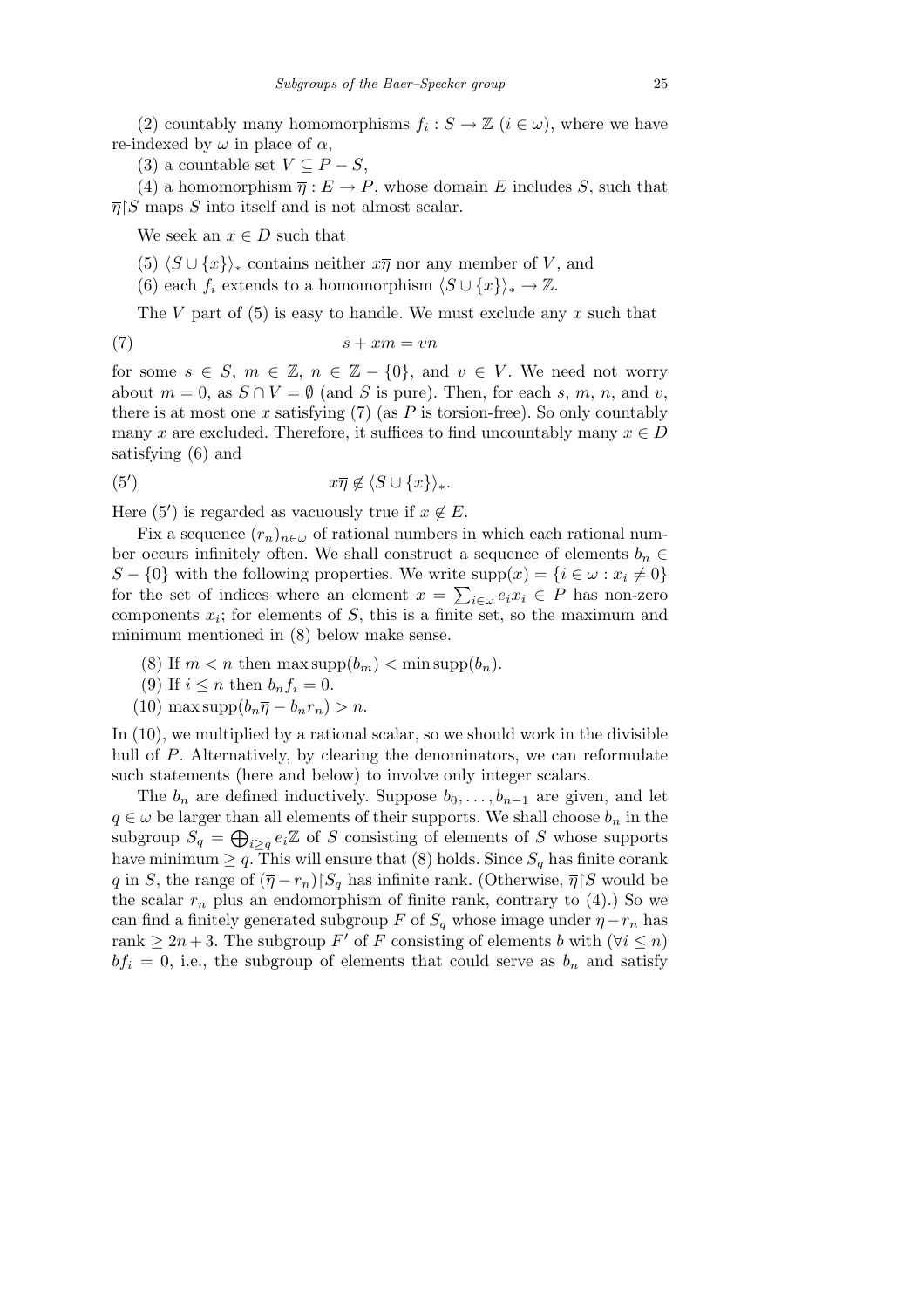(2) countably many homomorphisms $f_i : S \to \mathbb{Z}$ $(i \in \omega)$, where we have re-indexed by $\omega$ in place of $\alpha$,

(3) a countable set $V \subseteq P - S$,

(4) a homomorphism $\overline{\eta} : E \to P$, whose domain $E$ includes $S$, such that $\overline{\eta}{\restriction}S$ maps $S$ into itself and is not almost scalar.

We seek an $x \in D$ such that

(5) $\langle S \cup \{x\}\rangle_*$ contains neither $x\overline{\eta}$ nor any member of $V$, and

(6) each $f_i$ extends to a homomorphism $\langle S \cup \{x\}\rangle_* \to \mathbb{Z}$.

The $V$ part of (5) is easy to handle. We must exclude any $x$ such that

$$s + xm = vn \tag{7}$$

for some $s \in S$, $m \in \mathbb{Z}$, $n \in \mathbb{Z} - \{0\}$, and $v \in V$. We need not worry about $m = 0$, as $S \cap V = \emptyset$ (and $S$ is pure). Then, for each $s$, $m$, $n$, and $v$, there is at most one $x$ satisfying (7) (as $P$ is torsion-free). So only countably many $x$ are excluded. Therefore, it suffices to find uncountably many $x \in D$ satisfying (6) and

$$x\overline{\eta} \notin \langle S \cup \{x\}\rangle_*. \tag{5$'$}$$

Here (5$'$) is regarded as vacuously true if $x \notin E$.

Fix a sequence $(r_n)_{n\in\omega}$ of rational numbers in which each rational number occurs infinitely often. We shall construct a sequence of elements $b_n \in S - \{0\}$ with the following properties. We write $\mathrm{supp}(x) = \{i \in \omega : x_i \neq 0\}$ for the set of indices where an element $x = \sum_{i\in\omega} e_i x_i \in P$ has non-zero components $x_i$; for elements of $S$, this is a finite set, so the maximum and minimum mentioned in (8) below make sense.

(8) If $m < n$ then $\max \mathrm{supp}(b_m) < \min \mathrm{supp}(b_n)$.

(9) If $i \leq n$ then $b_n f_i = 0$.

(10) $\max \mathrm{supp}(b_n\overline{\eta} - b_n r_n) > n$.

In (10), we multiplied by a rational scalar, so we should work in the divisible hull of $P$. Alternatively, by clearing the denominators, we can reformulate such statements (here and below) to involve only integer scalars.

The $b_n$ are defined inductively. Suppose $b_0, \ldots, b_{n-1}$ are given, and let $q \in \omega$ be larger than all elements of their supports. We shall choose $b_n$ in the subgroup $S_q = \bigoplus_{i\geq q} e_i\mathbb{Z}$ of $S$ consisting of elements of $S$ whose supports have minimum $\geq q$. This will ensure that (8) holds. Since $S_q$ has finite corank $q$ in $S$, the range of $(\overline{\eta} - r_n){\restriction}S_q$ has infinite rank. (Otherwise, $\overline{\eta}{\restriction}S$ would be the scalar $r_n$ plus an endomorphism of finite rank, contrary to (4).) So we can find a finitely generated subgroup $F$ of $S_q$ whose image under $\overline{\eta} - r_n$ has rank $\geq 2n + 3$. The subgroup $F'$ of $F$ consisting of elements $b$ with $(\forall i \leq n)$ $bf_i = 0$, i.e., the subgroup of elements that could serve as $b_n$ and satisfy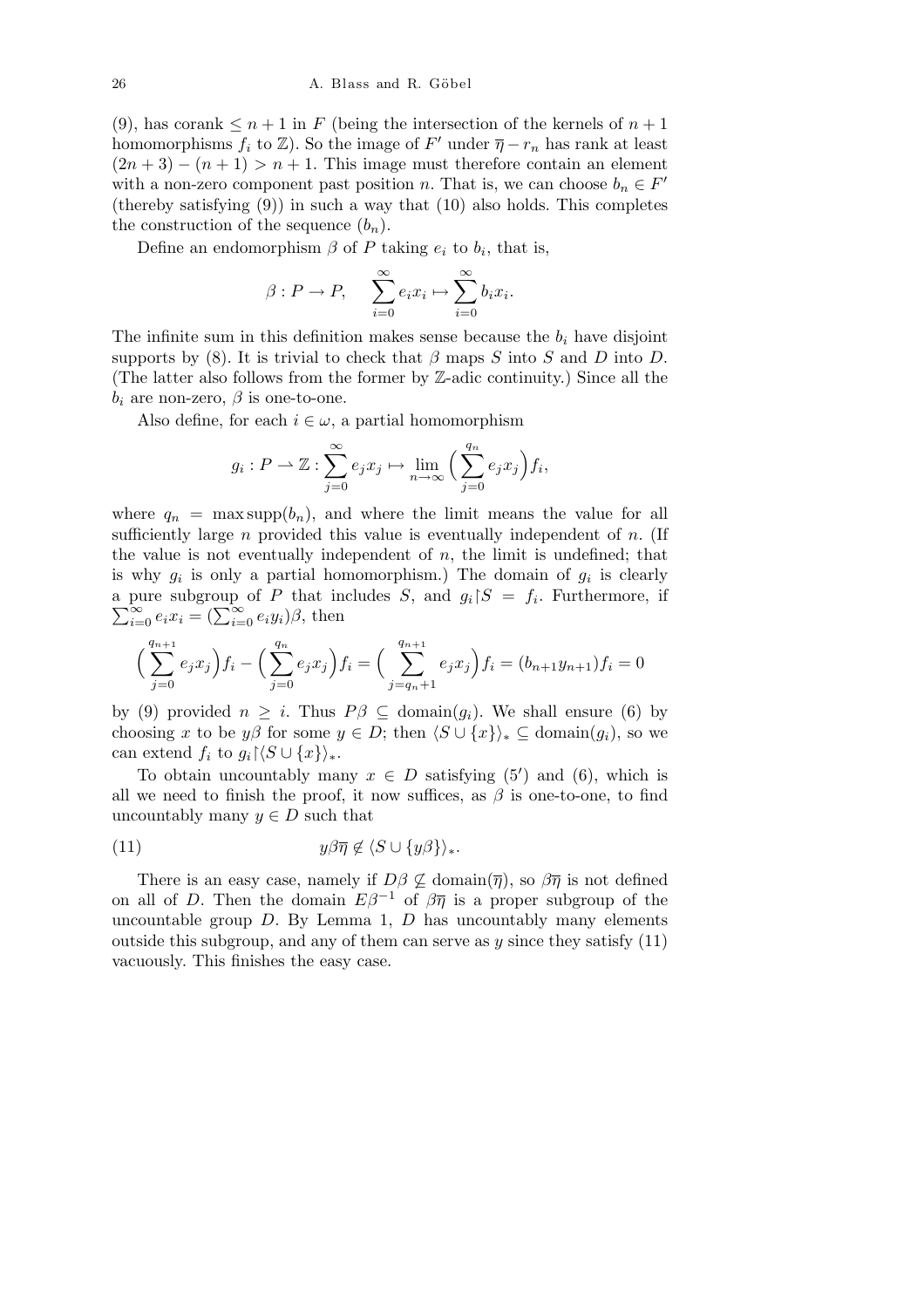(9), has corank $\leq n+1$ in $F$ (being the intersection of the kernels of $n+1$ homomorphisms $f_i$ to $\mathbb{Z}$). So the image of $F'$ under $\overline{\eta} - r_n$ has rank at least $(2n+3)-(n+1) > n+1$. This image must therefore contain an element with a non-zero component past position $n$. That is, we can choose $b_n \in F'$ (thereby satisfying (9)) in such a way that (10) also holds. This completes the construction of the sequence $(b_n)$.

Define an endomorphism $\beta$ of $P$ taking $e_i$ to $b_i$, that is,

$$\beta : P \to P, \qquad \sum_{i=0}^{\infty} e_i x_i \mapsto \sum_{i=0}^{\infty} b_i x_i.$$

The infinite sum in this definition makes sense because the $b_i$ have disjoint supports by (8). It is trivial to check that $\beta$ maps $S$ into $S$ and $D$ into $D$. (The latter also follows from the former by $\mathbb{Z}$-adic continuity.) Since all the $b_i$ are non-zero, $\beta$ is one-to-one.

Also define, for each $i \in \omega$, a partial homomorphism

$$g_i : P \rightharpoonup \mathbb{Z} : \sum_{j=0}^{\infty} e_j x_j \mapsto \lim_{n\to\infty} \Big(\sum_{j=0}^{q_n} e_j x_j\Big) f_i,$$

where $q_n = \max \operatorname{supp}(b_n)$, and where the limit means the value for all sufficiently large $n$ provided this value is eventually independent of $n$. (If the value is not eventually independent of $n$, the limit is undefined; that is why $g_i$ is only a partial homomorphism.) The domain of $g_i$ is clearly a pure subgroup of $P$ that includes $S$, and $g_i \restriction S = f_i$. Furthermore, if $\sum_{i=0}^{\infty} e_i x_i = (\sum_{i=0}^{\infty} e_i y_i)\beta$, then

$$\Big(\sum_{j=0}^{q_{n+1}} e_j x_j\Big) f_i - \Big(\sum_{j=0}^{q_n} e_j x_j\Big) f_i = \Big(\sum_{j=q_n+1}^{q_{n+1}} e_j x_j\Big) f_i = (b_{n+1} y_{n+1}) f_i = 0$$

by (9) provided $n \geq i$. Thus $P\beta \subseteq \operatorname{domain}(g_i)$. We shall ensure (6) by choosing $x$ to be $y\beta$ for some $y \in D$; then $\langle S \cup \{x\}\rangle_* \subseteq \operatorname{domain}(g_i)$, so we can extend $f_i$ to $g_i \restriction \langle S \cup \{x\}\rangle_*$.

To obtain uncountably many $x \in D$ satisfying (5′) and (6), which is all we need to finish the proof, it now suffices, as $\beta$ is one-to-one, to find uncountably many $y \in D$ such that

$$y\beta\overline{\eta} \notin \langle S \cup \{y\beta\}\rangle_*. \tag{11}$$

There is an easy case, namely if $D\beta \not\subseteq \operatorname{domain}(\overline{\eta})$, so $\beta\overline{\eta}$ is not defined on all of $D$. Then the domain $E\beta^{-1}$ of $\beta\overline{\eta}$ is a proper subgroup of the uncountable group $D$. By Lemma 1, $D$ has uncountably many elements outside this subgroup, and any of them can serve as $y$ since they satisfy (11) vacuously. This finishes the easy case.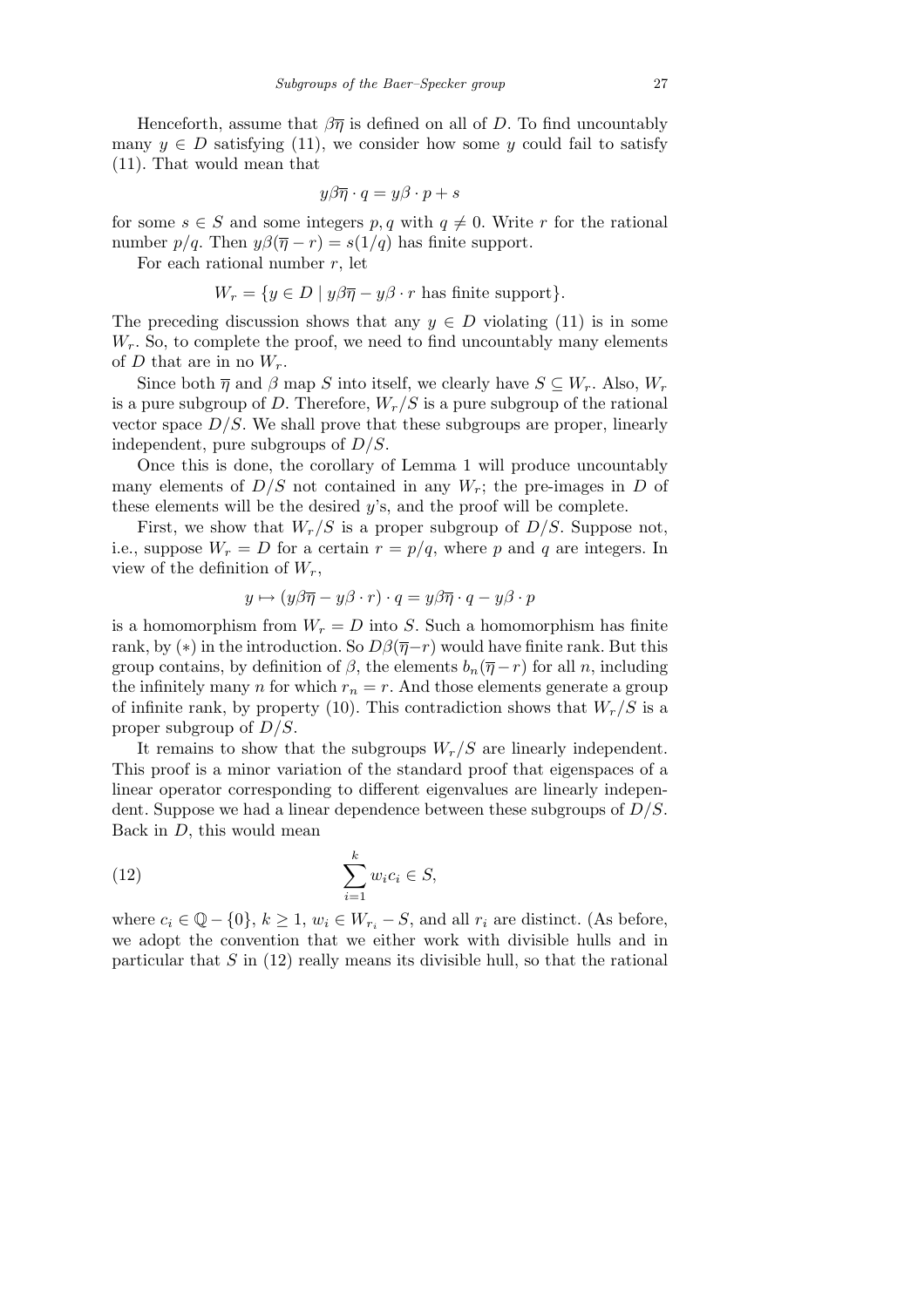Henceforth, assume that $\beta\overline{\eta}$ is defined on all of $D$. To find uncountably many $y \in D$ satisfying (11), we consider how some $y$ could fail to satisfy (11). That would mean that

$$y\beta\overline{\eta} \cdot q = y\beta \cdot p + s$$

for some $s \in S$ and some integers $p, q$ with $q \neq 0$. Write $r$ for the rational number $p/q$. Then $y\beta(\overline{\eta} - r) = s(1/q)$ has finite support.

For each rational number $r$, let

$$W_r = \{y \in D \mid y\beta\overline{\eta} - y\beta \cdot r \text{ has finite support}\}.$$

The preceding discussion shows that any $y \in D$ violating (11) is in some $W_r$. So, to complete the proof, we need to find uncountably many elements of $D$ that are in no $W_r$.

Since both $\overline{\eta}$ and $\beta$ map $S$ into itself, we clearly have $S \subseteq W_r$. Also, $W_r$ is a pure subgroup of $D$. Therefore, $W_r/S$ is a pure subgroup of the rational vector space $D/S$. We shall prove that these subgroups are proper, linearly independent, pure subgroups of $D/S$.

Once this is done, the corollary of Lemma 1 will produce uncountably many elements of $D/S$ not contained in any $W_r$; the pre-images in $D$ of these elements will be the desired $y$'s, and the proof will be complete.

First, we show that $W_r/S$ is a proper subgroup of $D/S$. Suppose not, i.e., suppose $W_r = D$ for a certain $r = p/q$, where $p$ and $q$ are integers. In view of the definition of $W_r$,

$$y \mapsto (y\beta\overline{\eta} - y\beta \cdot r) \cdot q = y\beta\overline{\eta} \cdot q - y\beta \cdot p$$

is a homomorphism from $W_r = D$ into $S$. Such a homomorphism has finite rank, by $(*)$ in the introduction. So $D\beta(\overline{\eta}-r)$ would have finite rank. But this group contains, by definition of $\beta$, the elements $b_n(\overline{\eta} - r)$ for all $n$, including the infinitely many $n$ for which $r_n = r$. And those elements generate a group of infinite rank, by property (10). This contradiction shows that $W_r/S$ is a proper subgroup of $D/S$.

It remains to show that the subgroups $W_r/S$ are linearly independent. This proof is a minor variation of the standard proof that eigenspaces of a linear operator corresponding to different eigenvalues are linearly independent. Suppose we had a linear dependence between these subgroups of $D/S$. Back in $D$, this would mean

$$\sum_{i=1}^{k} w_i c_i \in S, \tag{12}$$

where $c_i \in \mathbb{Q} - \{0\}$, $k \geq 1$, $w_i \in W_{r_i} - S$, and all $r_i$ are distinct. (As before, we adopt the convention that we either work with divisible hulls and in particular that $S$ in (12) really means its divisible hull, so that the rational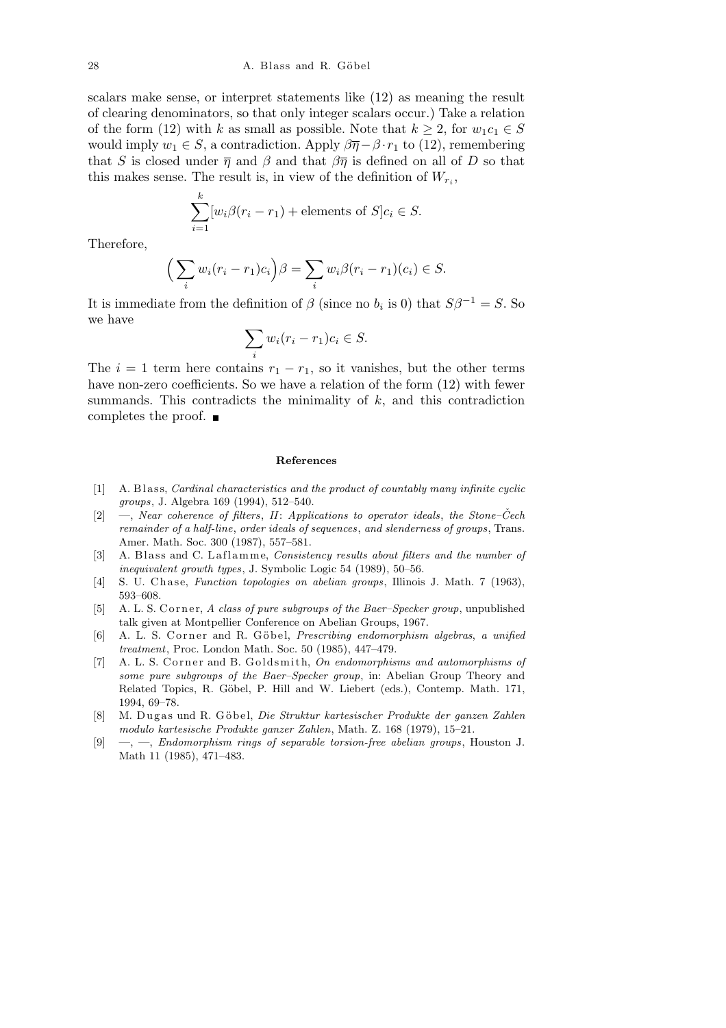scalars make sense, or interpret statements like (12) as meaning the result of clearing denominators, so that only integer scalars occur.) Take a relation of the form (12) with $k$ as small as possible. Note that $k \geq 2$, for $w_1 c_1 \in S$ would imply $w_1 \in S$, a contradiction. Apply $\beta\overline{\eta} - \beta \cdot r_1$ to (12), remembering that $S$ is closed under $\overline{\eta}$ and $\beta$ and that $\beta\overline{\eta}$ is defined on all of $D$ so that this makes sense. The result is, in view of the definition of $W_{r_i}$,

$$\sum_{i=1}^{k} [w_i \beta(r_i - r_1) + \text{elements of } S] c_i \in S.$$

Therefore,

$$\Big(\sum_i w_i (r_i - r_1) c_i\Big)\beta = \sum_i w_i \beta(r_i - r_1)(c_i) \in S.$$

It is immediate from the definition of $\beta$ (since no $b_i$ is 0) that $S\beta^{-1} = S$. So we have

$$\sum_i w_i (r_i - r_1) c_i \in S.$$

The $i = 1$ term here contains $r_1 - r_1$, so it vanishes, but the other terms have non-zero coefficients. So we have a relation of the form (12) with fewer summands. This contradicts the minimality of $k$, and this contradiction completes the proof. ∎

## References

[1] A. Blass, *Cardinal characteristics and the product of countably many infinite cyclic groups*, J. Algebra 169 (1994), 512–540.

[2] —, *Near coherence of filters, II: Applications to operator ideals, the Stone–Čech remainder of a half-line, order ideals of sequences, and slenderness of groups*, Trans. Amer. Math. Soc. 300 (1987), 557–581.

[3] A. Blass and C. Laflamme, *Consistency results about filters and the number of inequivalent growth types*, J. Symbolic Logic 54 (1989), 50–56.

[4] S. U. Chase, *Function topologies on abelian groups*, Illinois J. Math. 7 (1963), 593–608.

[5] A. L. S. Corner, *A class of pure subgroups of the Baer–Specker group*, unpublished talk given at Montpellier Conference on Abelian Groups, 1967.

[6] A. L. S. Corner and R. Göbel, *Prescribing endomorphism algebras, a unified treatment*, Proc. London Math. Soc. 50 (1985), 447–479.

[7] A. L. S. Corner and B. Goldsmith, *On endomorphisms and automorphisms of some pure subgroups of the Baer–Specker group*, in: Abelian Group Theory and Related Topics, R. Göbel, P. Hill and W. Liebert (eds.), Contemp. Math. 171, 1994, 69–78.

[8] M. Dugas und R. Göbel, *Die Struktur kartesischer Produkte der ganzen Zahlen modulo kartesische Produkte ganzer Zahlen*, Math. Z. 168 (1979), 15–21.

[9] —, —, *Endomorphism rings of separable torsion-free abelian groups*, Houston J. Math 11 (1985), 471–483.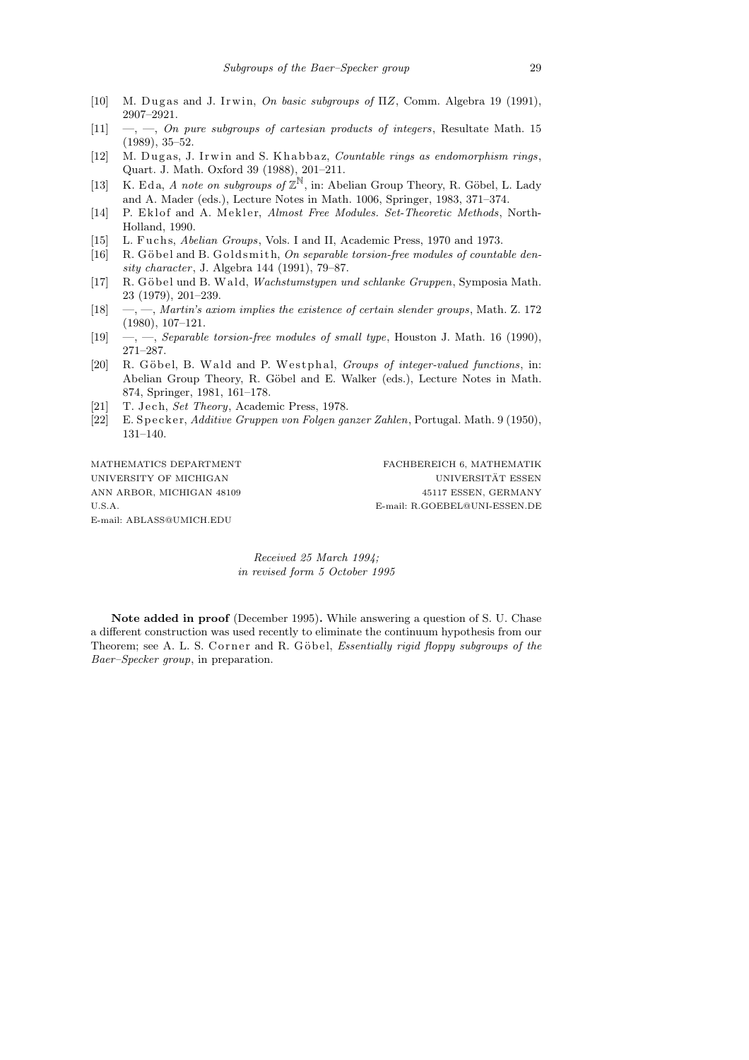[10] M. Dugas and J. Irwin, *On basic subgroups of* $\Pi Z$, Comm. Algebra 19 (1991), 2907–2921.

[11] —, —, *On pure subgroups of cartesian products of integers*, Resultate Math. 15 (1989), 35–52.

[12] M. Dugas, J. Irwin and S. Khabbaz, *Countable rings as endomorphism rings*, Quart. J. Math. Oxford 39 (1988), 201–211.

[13] K. Eda, *A note on subgroups of* $\mathbb{Z}^{\mathbb{N}}$, in: Abelian Group Theory, R. Göbel, L. Lady and A. Mader (eds.), Lecture Notes in Math. 1006, Springer, 1983, 371–374.

[14] P. Eklof and A. Mekler, *Almost Free Modules. Set-Theoretic Methods*, North-Holland, 1990.

[15] L. Fuchs, *Abelian Groups*, Vols. I and II, Academic Press, 1970 and 1973.

[16] R. Göbel and B. Goldsmith, *On separable torsion-free modules of countable density character*, J. Algebra 144 (1991), 79–87.

[17] R. Göbel und B. Wald, *Wachstumstypen und schlanke Gruppen*, Symposia Math. 23 (1979), 201–239.

[18] —, —, *Martin's axiom implies the existence of certain slender groups*, Math. Z. 172 (1980), 107–121.

[19] —, —, *Separable torsion-free modules of small type*, Houston J. Math. 16 (1990), 271–287.

[20] R. Göbel, B. Wald and P. Westphal, *Groups of integer-valued functions*, in: Abelian Group Theory, R. Göbel and E. Walker (eds.), Lecture Notes in Math. 874, Springer, 1981, 161–178.

[21] T. Jech, *Set Theory*, Academic Press, 1978.

[22] E. Specker, *Additive Gruppen von Folgen ganzer Zahlen*, Portugal. Math. 9 (1950), 131–140.

MATHEMATICS DEPARTMENT
UNIVERSITY OF MICHIGAN
ANN ARBOR, MICHIGAN 48109
U.S.A.
E-mail: ABLASS@UMICH.EDU

FACHBEREICH 6, MATHEMATIK
UNIVERSITÄT ESSEN
45117 ESSEN, GERMANY
E-mail: R.GOEBEL@UNI-ESSEN.DE

*Received 25 March 1994;*
*in revised form 5 October 1995*

**Note added in proof** (December 1995)**.** While answering a question of S. U. Chase a different construction was used recently to eliminate the continuum hypothesis from our Theorem; see A. L. S. Corner and R. Göbel, *Essentially rigid floppy subgroups of the Baer–Specker group*, in preparation.